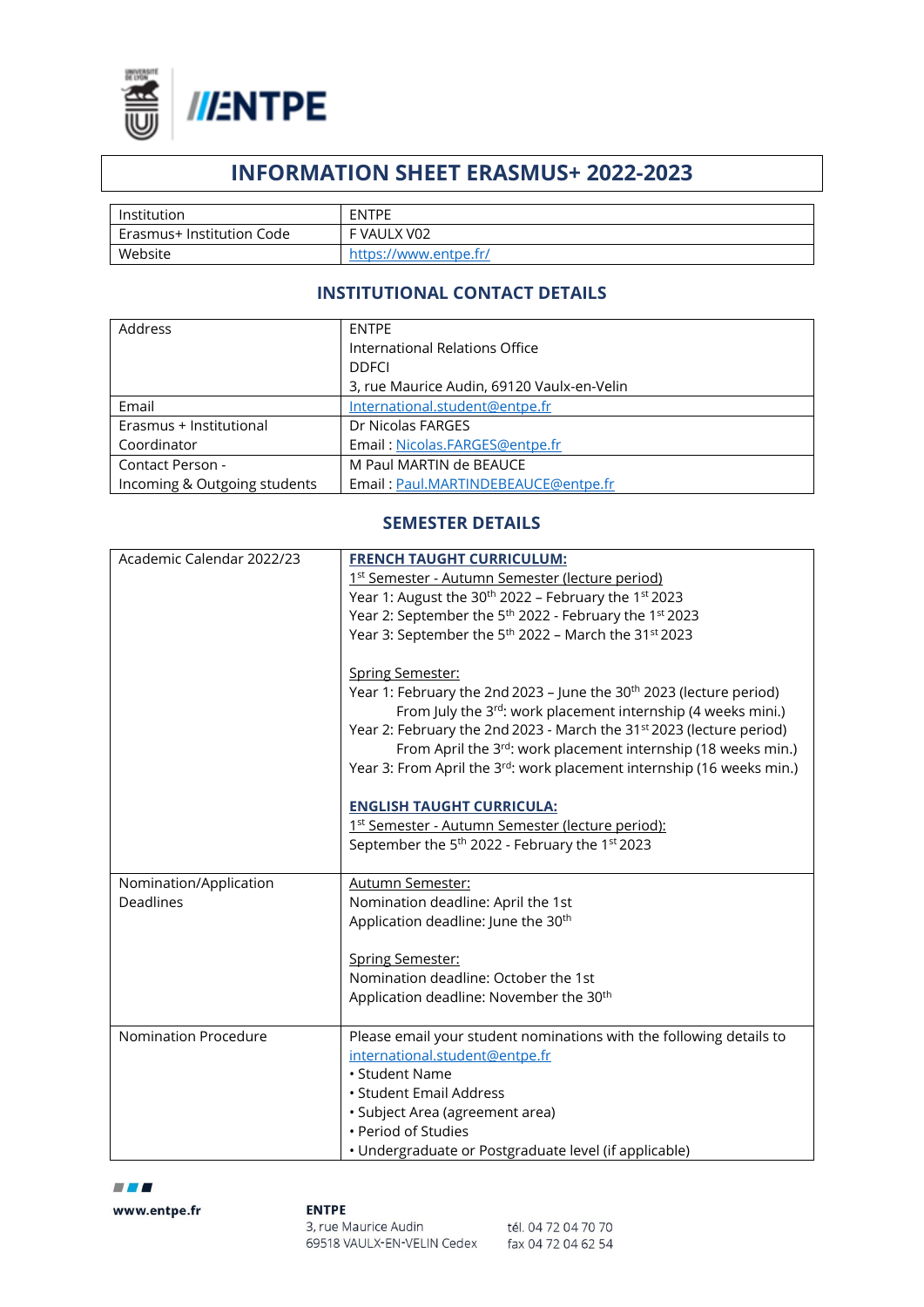# INFORMATION SHEET ERASMUS+ 2022-2023

| | |
|---|---|
| Institution | ENTPE |
| Erasmus+ Institution Code | F VAULX V02 |
| Website | https://www.entpe.fr/ |

## INSTITUTIONAL CONTACT DETAILS

| | |
|---|---|
| Address | ENTPE<br>International Relations Office<br>DDFCI<br>3, rue Maurice Audin, 69120 Vaulx-en-Velin |
| Email | International.student@entpe.fr |
| Erasmus + Institutional Coordinator | Dr Nicolas FARGES<br>Email : Nicolas.FARGES@entpe.fr |
| Contact Person - Incoming & Outgoing students | M Paul MARTIN de BEAUCE<br>Email : Paul.MARTINDEBEAUCE@entpe.fr |

## SEMESTER DETAILS

| | |
|---|---|
| Academic Calendar 2022/23 | **FRENCH TAUGHT CURRICULUM:**<br>1st Semester - Autumn Semester (lecture period)<br>Year 1: August the 30th 2022 – February the 1st 2023<br>Year 2: September the 5th 2022 - February the 1st 2023<br>Year 3: September the 5th 2022 – March the 31st 2023<br><br>Spring Semester:<br>Year 1: February the 2nd 2023 – June the 30th 2023 (lecture period)<br>From July the 3rd: work placement internship (4 weeks mini.)<br>Year 2: February the 2nd 2023 - March the 31st 2023 (lecture period)<br>From April the 3rd: work placement internship (18 weeks min.)<br>Year 3: From April the 3rd: work placement internship (16 weeks min.)<br><br>**ENGLISH TAUGHT CURRICULA:**<br>1st Semester - Autumn Semester (lecture period):<br>September the 5th 2022 - February the 1st 2023 |
| Nomination/Application Deadlines | Autumn Semester:<br>Nomination deadline: April the 1st<br>Application deadline: June the 30th<br><br>Spring Semester:<br>Nomination deadline: October the 1st<br>Application deadline: November the 30th |
| Nomination Procedure | Please email your student nominations with the following details to international.student@entpe.fr<br>• Student Name<br>• Student Email Address<br>• Subject Area (agreement area)<br>• Period of Studies<br>• Undergraduate or Postgraduate level (if applicable) |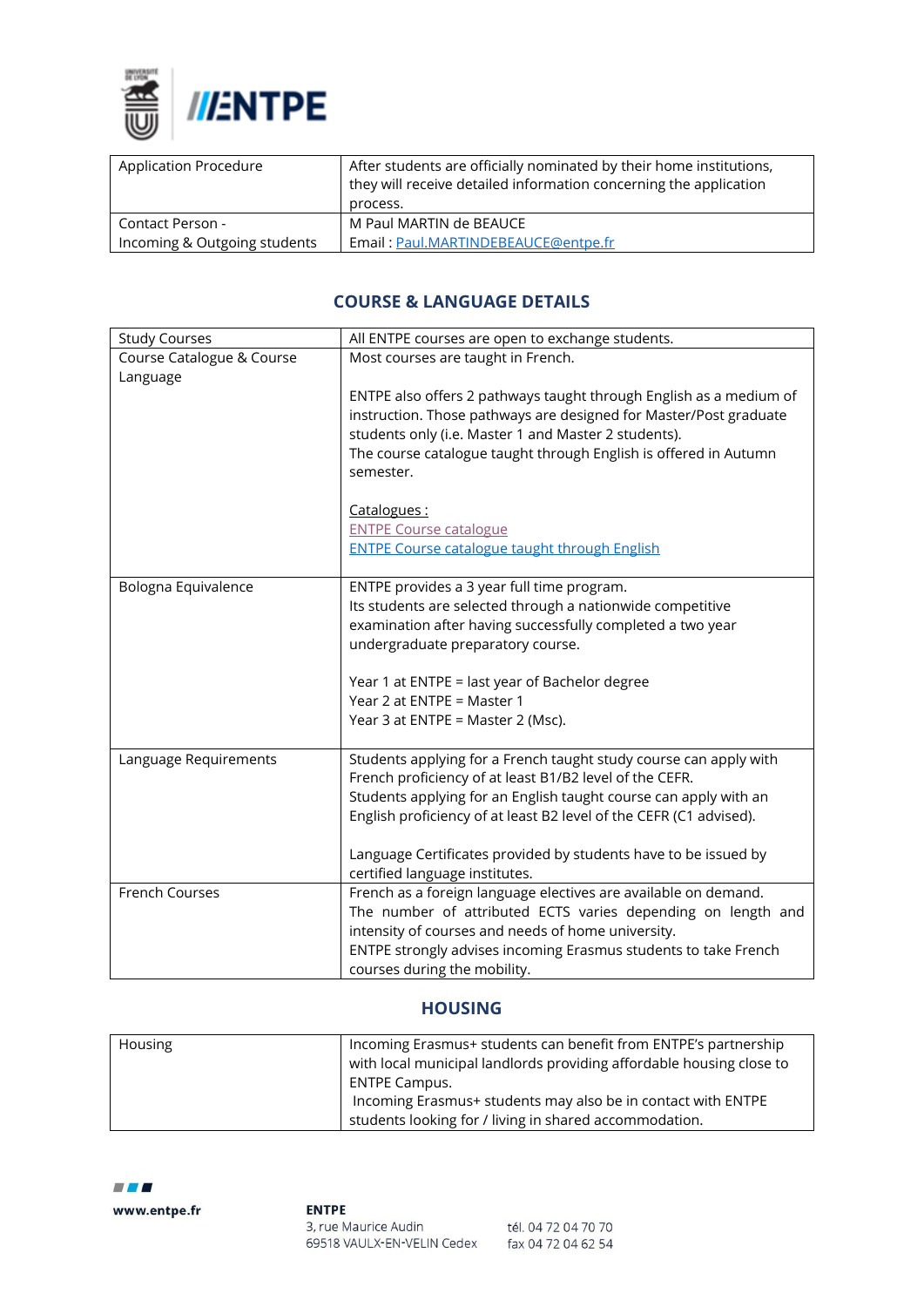| | |
|---|---|
| Application Procedure | After students are officially nominated by their home institutions, they will receive detailed information concerning the application process. |
| Contact Person - Incoming & Outgoing students | M Paul MARTIN de BEAUCE<br>Email : Paul.MARTINDEBEAUCE@entpe.fr |

## COURSE & LANGUAGE DETAILS

| | |
|---|---|
| Study Courses | All ENTPE courses are open to exchange students. |
| Course Catalogue & Course Language | Most courses are taught in French.<br><br>ENTPE also offers 2 pathways taught through English as a medium of instruction. Those pathways are designed for Master/Post graduate students only (i.e. Master 1 and Master 2 students).<br>The course catalogue taught through English is offered in Autumn semester.<br><br>Catalogues :<br>ENTPE Course catalogue<br>ENTPE Course catalogue taught through English |
| Bologna Equivalence | ENTPE provides a 3 year full time program.<br>Its students are selected through a nationwide competitive examination after having successfully completed a two year undergraduate preparatory course.<br><br>Year 1 at ENTPE = last year of Bachelor degree<br>Year 2 at ENTPE = Master 1<br>Year 3 at ENTPE = Master 2 (Msc). |
| Language Requirements | Students applying for a French taught study course can apply with French proficiency of at least B1/B2 level of the CEFR.<br>Students applying for an English taught course can apply with an English proficiency of at least B2 level of the CEFR (C1 advised).<br><br>Language Certificates provided by students have to be issued by certified language institutes. |
| French Courses | French as a foreign language electives are available on demand.<br>The number of attributed ECTS varies depending on length and intensity of courses and needs of home university.<br>ENTPE strongly advises incoming Erasmus students to take French courses during the mobility. |

## HOUSING

| | |
|---|---|
| Housing | Incoming Erasmus+ students can benefit from ENTPE's partnership with local municipal landlords providing affordable housing close to ENTPE Campus.<br>Incoming Erasmus+ students may also be in contact with ENTPE students looking for / living in shared accommodation. |